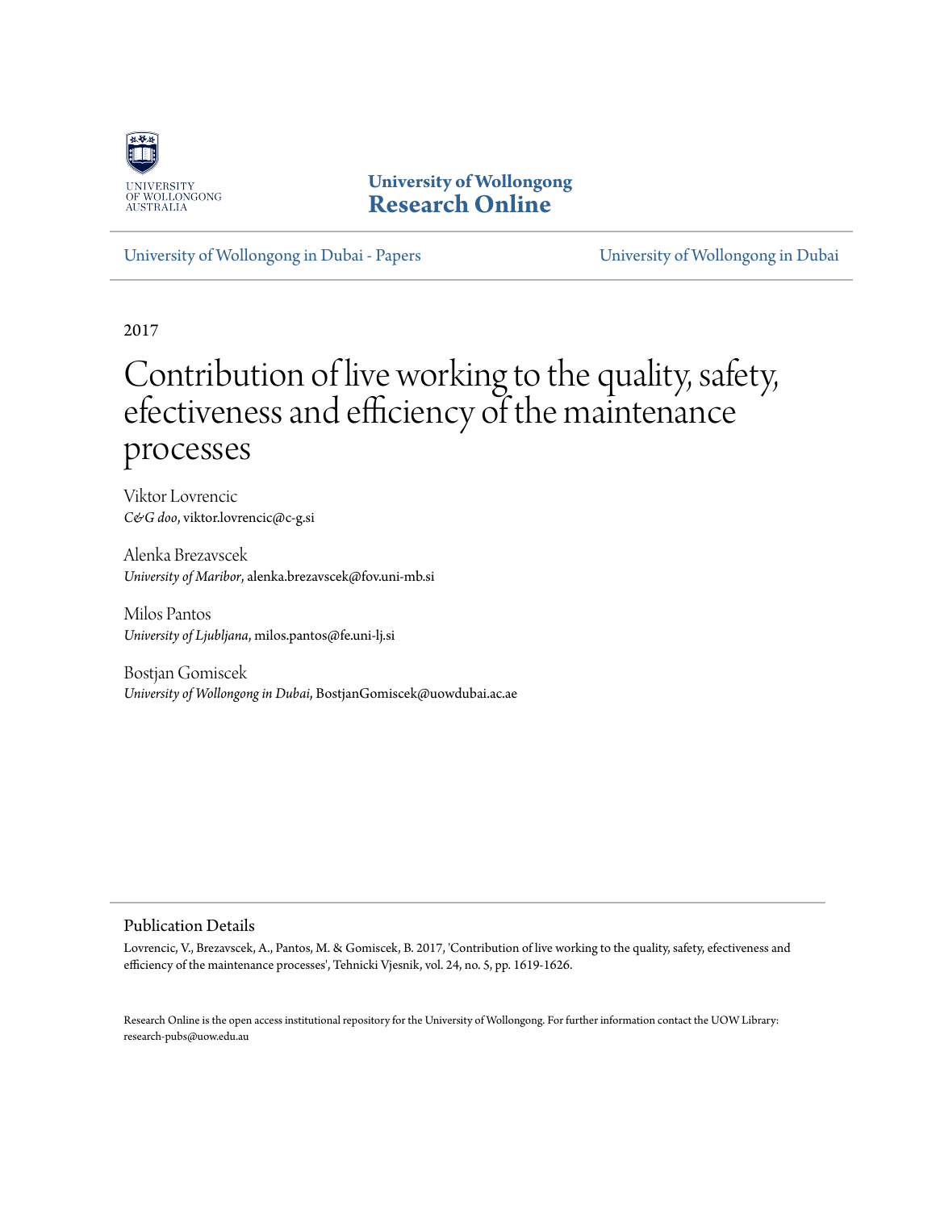University of Wollongong
**Research Online**

University of Wollongong in Dubai - Papers

University of Wollongong in Dubai

2017

# Contribution of live working to the quality, safety, efectiveness and efficiency of the maintenance processes

Viktor Lovrencic
*C&G doo*, viktor.lovrencic@c-g.si

Alenka Brezavscek
*University of Maribor*, alenka.brezavscek@fov.uni-mb.si

Milos Pantos
*University of Ljubljana*, milos.pantos@fe.uni-lj.si

Bostjan Gomiscek
*University of Wollongong in Dubai*, BostjanGomiscek@uowdubai.ac.ae

## Publication Details

Lovrencic, V., Brezavscek, A., Pantos, M. & Gomiscek, B. 2017, 'Contribution of live working to the quality, safety, efectiveness and efficiency of the maintenance processes', Tehnicki Vjesnik, vol. 24, no. 5, pp. 1619-1626.

Research Online is the open access institutional repository for the University of Wollongong. For further information contact the UOW Library: research-pubs@uow.edu.au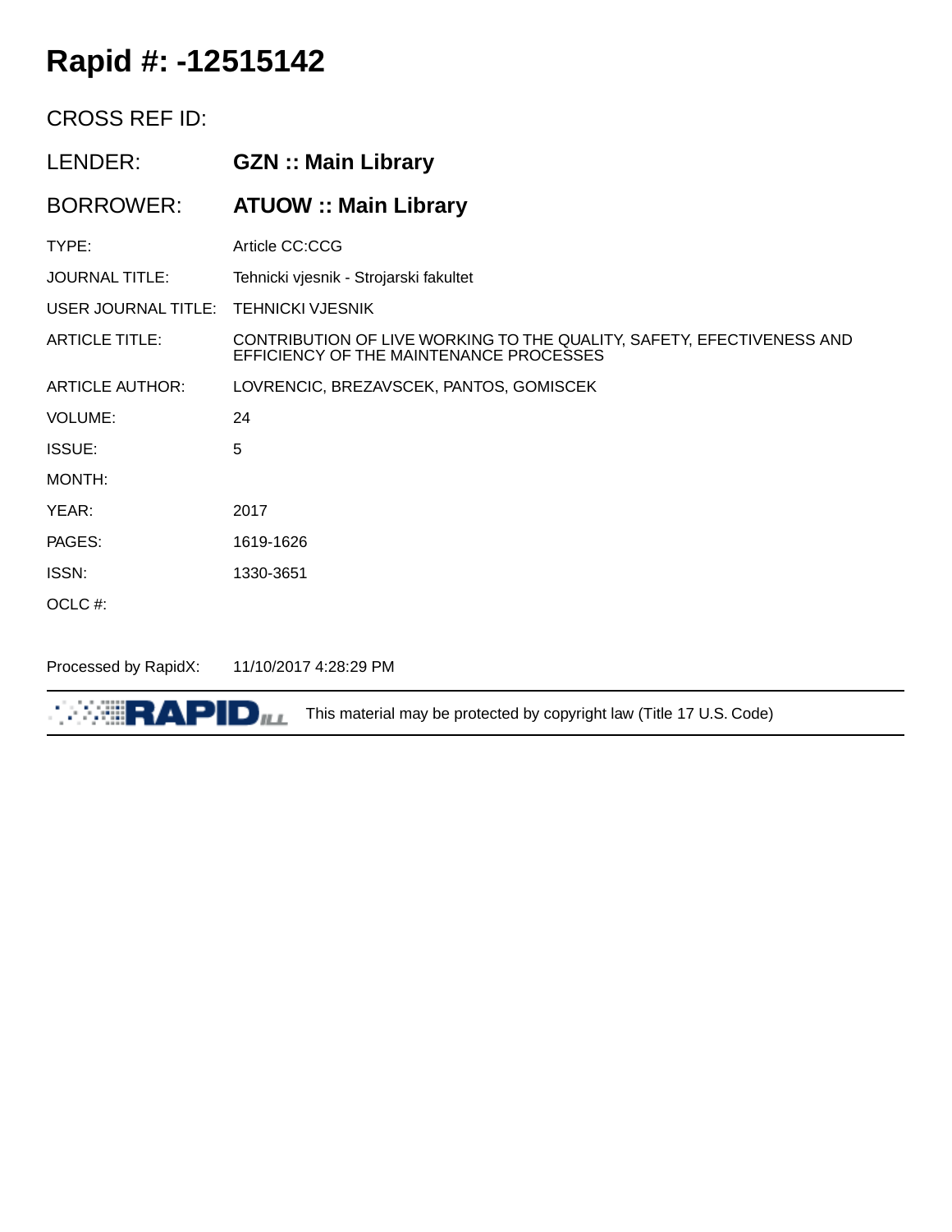# Rapid #: -12515142

CROSS REF ID:

| | |
|---|---|
| LENDER: | **GZN :: Main Library** |
| BORROWER: | **ATUOW :: Main Library** |
| TYPE: | Article CC:CCG |
| JOURNAL TITLE: | Tehnicki vjesnik - Strojarski fakultet |
| USER JOURNAL TITLE: | TEHNICKI VJESNIK |
| ARTICLE TITLE: | CONTRIBUTION OF LIVE WORKING TO THE QUALITY, SAFETY, EFECTIVENESS AND EFFICIENCY OF THE MAINTENANCE PROCESSES |
| ARTICLE AUTHOR: | LOVRENCIC, BREZAVSCEK, PANTOS, GOMISCEK |
| VOLUME: | 24 |
| ISSUE: | 5 |
| MONTH: | |
| YEAR: | 2017 |
| PAGES: | 1619-1626 |
| ISSN: | 1330-3651 |
| OCLC #: | |

Processed by RapidX: 11/10/2017 4:28:29 PM

RAPID ILL This material may be protected by copyright law (Title 17 U.S. Code)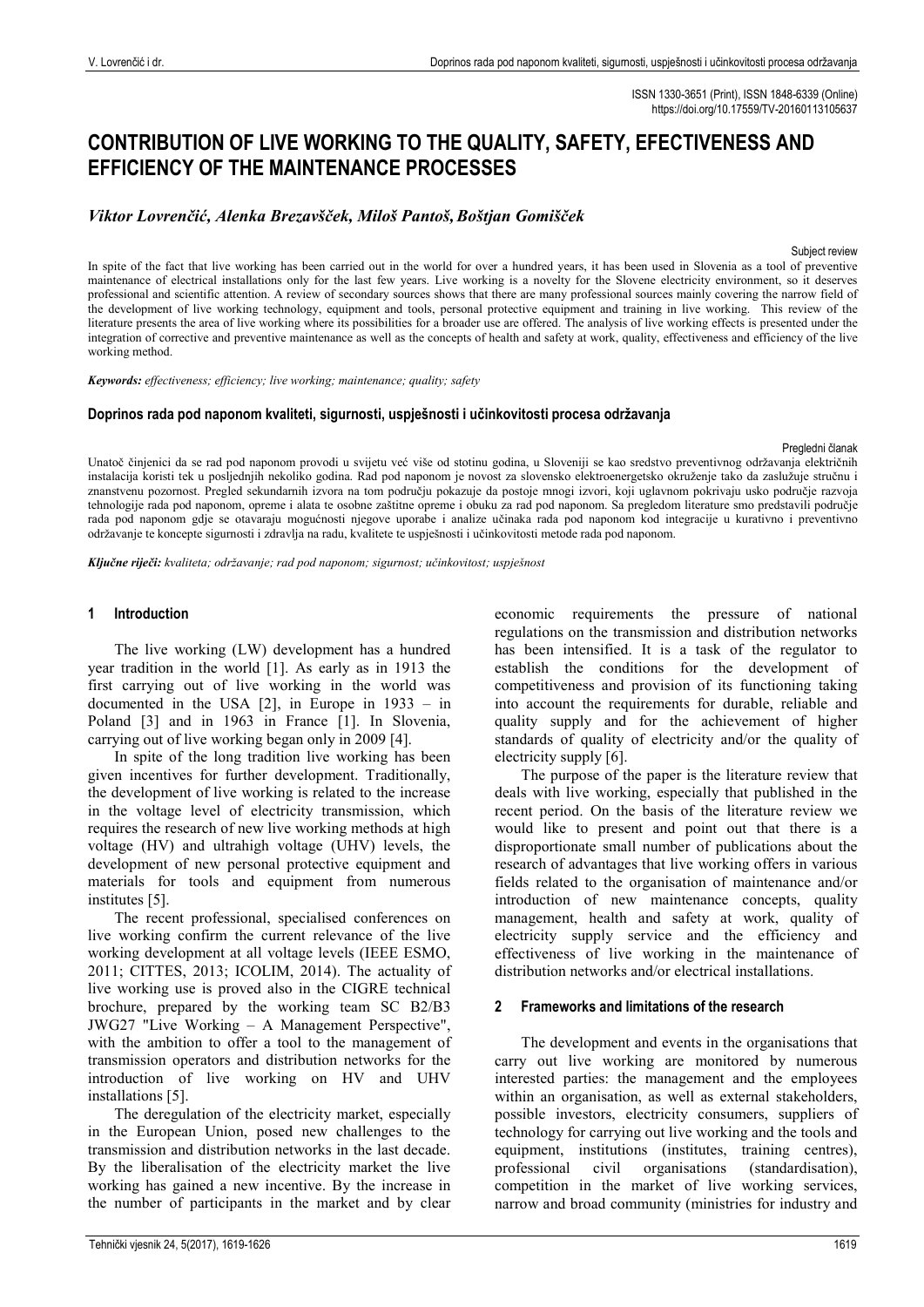ISSN 1330-3651 (Print), ISSN 1848-6339 (Online)
https://doi.org/10.17559/TV-20160113105637

# CONTRIBUTION OF LIVE WORKING TO THE QUALITY, SAFETY, EFECTIVENESS AND EFFICIENCY OF THE MAINTENANCE PROCESSES

*Viktor Lovrenčić, Alenka Brezavšček, Miloš Pantoš, Boštjan Gomišček*

Subject review

In spite of the fact that live working has been carried out in the world for over a hundred years, it has been used in Slovenia as a tool of preventive maintenance of electrical installations only for the last few years. Live working is a novelty for the Slovene electricity environment, so it deserves professional and scientific attention. A review of secondary sources shows that there are many professional sources mainly covering the narrow field of the development of live working technology, equipment and tools, personal protective equipment and training in live working. This review of the literature presents the area of live working where its possibilities for a broader use are offered. The analysis of live working effects is presented under the integration of corrective and preventive maintenance as well as the concepts of health and safety at work, quality, effectiveness and efficiency of the live working method.

***Keywords:*** *effectiveness; efficiency; live working; maintenance; quality; safety*

**Doprinos rada pod naponom kvaliteti, sigurnosti, uspješnosti i učinkovitosti procesa održavanja**

Pregledni članak

Unatoč činjenici da se rad pod naponom provodi u svijetu već više od stotinu godina, u Sloveniji se kao sredstvo preventivnog održavanja električnih instalacija koristi tek u posljednjih nekoliko godina. Rad pod naponom je novost za slovensko elektroenergetsko okruženje tako da zaslužuje stručnu i znanstvenu pozornost. Pregled sekundarnih izvora na tom području pokazuje da postoje mnogi izvori, koji uglavnom pokrivaju usko područje razvoja tehnologije rada pod naponom, opreme i alata te osobne zaštitne opreme i obuku za rad pod naponom. Sa pregledom literature smo predstavili područje rada pod naponom gdje se otavaraju mogućnosti njegove uporabe i analize učinaka rada pod naponom kod integracije u kurativno i preventivno održavanje te koncepte sigurnosti i zdravlja na radu, kvalitete te uspješnosti i učinkovitosti metode rada pod naponom.

***Ključne riječi:*** *kvaliteta; održavanje; rad pod naponom; sigurnost; učinkovitost; uspješnost*

## 1 Introduction

The live working (LW) development has a hundred year tradition in the world [1]. As early as in 1913 the first carrying out of live working in the world was documented in the USA [2], in Europe in 1933 – in Poland [3] and in 1963 in France [1]. In Slovenia, carrying out of live working began only in 2009 [4].

In spite of the long tradition live working has been given incentives for further development. Traditionally, the development of live working is related to the increase in the voltage level of electricity transmission, which requires the research of new live working methods at high voltage (HV) and ultrahigh voltage (UHV) levels, the development of new personal protective equipment and materials for tools and equipment from numerous institutes [5].

The recent professional, specialised conferences on live working confirm the current relevance of the live working development at all voltage levels (IEEE ESMO, 2011; CITTES, 2013; ICOLIM, 2014). The actuality of live working use is proved also in the CIGRE technical brochure, prepared by the working team SC B2/B3 JWG27 "Live Working – A Management Perspective", with the ambition to offer a tool to the management of transmission operators and distribution networks for the introduction of live working on HV and UHV installations [5].

The deregulation of the electricity market, especially in the European Union, posed new challenges to the transmission and distribution networks in the last decade. By the liberalisation of the electricity market the live working has gained a new incentive. By the increase in the number of participants in the market and by clear economic requirements the pressure of national regulations on the transmission and distribution networks has been intensified. It is a task of the regulator to establish the conditions for the development of competitiveness and provision of its functioning taking into account the requirements for durable, reliable and quality supply and for the achievement of higher standards of quality of electricity and/or the quality of electricity supply [6].

The purpose of the paper is the literature review that deals with live working, especially that published in the recent period. On the basis of the literature review we would like to present and point out that there is a disproportionate small number of publications about the research of advantages that live working offers in various fields related to the organisation of maintenance and/or introduction of new maintenance concepts, quality management, health and safety at work, quality of electricity supply service and the efficiency and effectiveness of live working in the maintenance of distribution networks and/or electrical installations.

## 2 Frameworks and limitations of the research

The development and events in the organisations that carry out live working are monitored by numerous interested parties: the management and the employees within an organisation, as well as external stakeholders, possible investors, electricity consumers, suppliers of technology for carrying out live working and the tools and equipment, institutions (institutes, training centres), professional civil organisations (standardisation), competition in the market of live working services, narrow and broad community (ministries for industry and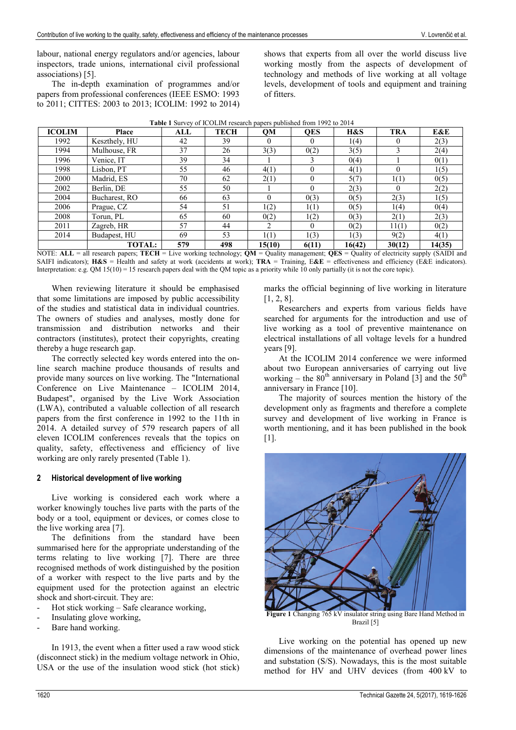labour, national energy regulators and/or agencies, labour inspectors, trade unions, international civil professional associations) [5].

The in-depth examination of programmes and/or papers from professional conferences (IEEE ESMO: 1993 to 2011; CITTES: 2003 to 2013; ICOLIM: 1992 to 2014) shows that experts from all over the world discuss live working mostly from the aspects of development of technology and methods of live working at all voltage levels, development of tools and equipment and training of fitters.

**Table 1** Survey of ICOLIM research papers published from 1992 to 2014

| ICOLIM | Place | ALL | TECH | QM | QES | H&S | TRA | E&E |
|---|---|---|---|---|---|---|---|---|
| 1992 | Keszthely, HU | 42 | 39 | 0 | 0 | 1(4) | 0 | 2(3) |
| 1994 | Mulhouse, FR | 37 | 26 | 3(3) | 0(2) | 3(5) | 3 | 2(4) |
| 1996 | Venice, IT | 39 | 34 | 1 | 3 | 0(4) | 1 | 0(1) |
| 1998 | Lisbon, PT | 55 | 46 | 4(1) | 0 | 4(1) | 0 | 1(5) |
| 2000 | Madrid, ES | 70 | 62 | 2(1) | 0 | 5(7) | 1(1) | 0(5) |
| 2002 | Berlin, DE | 55 | 50 | 1 | 0 | 2(3) | 0 | 2(2) |
| 2004 | Bucharest, RO | 66 | 63 | 0 | 0(3) | 0(5) | 2(3) | 1(5) |
| 2006 | Prague, CZ | 54 | 51 | 1(2) | 1(1) | 0(5) | 1(4) | 0(4) |
| 2008 | Torun, PL | 65 | 60 | 0(2) | 1(2) | 0(3) | 2(1) | 2(3) |
| 2011 | Zagreb, HR | 57 | 44 | 2 | 0 | 0(2) | 11(1) | 0(2) |
| 2014 | Budapest, HU | 69 | 53 | 1(1) | 1(3) | 1(3) | 9(2) | 4(1) |
| | **TOTAL:** | **579** | **498** | **15(10)** | **6(11)** | **16(42)** | **30(12)** | **14(35)** |

NOTE: **ALL** = all research papers; **TECH** = Live working technology; **QM** = Quality management; **QES** = Quality of electricity supply (SAIDI and SAIFI indicators); **H&S** = Health and safety at work (accidents at work); **TRA** = Training, **E&E** = effectiveness and efficiency (E&E indicators). Interpretation: e.g. QM 15(10) = 15 research papers deal with the QM topic as a priority while 10 only partially (it is not the core topic).

When reviewing literature it should be emphasised that some limitations are imposed by public accessibility of the studies and statistical data in individual countries. The owners of studies and analyses, mostly done for transmission and distribution networks and their contractors (institutes), protect their copyrights, creating thereby a huge research gap.

The correctly selected key words entered into the online search machine produce thousands of results and provide many sources on live working. The "International Conference on Live Maintenance – ICOLIM 2014, Budapest", organised by the Live Work Association (LWA), contributed a valuable collection of all research papers from the first conference in 1992 to the 11th in 2014. A detailed survey of 579 research papers of all eleven ICOLIM conferences reveals that the topics on quality, safety, effectiveness and efficiency of live working are only rarely presented (Table 1).

## 2 Historical development of live working

Live working is considered each work where a worker knowingly touches live parts with the parts of the body or a tool, equipment or devices, or comes close to the live working area [7].

The definitions from the standard have been summarised here for the appropriate understanding of the terms relating to live working [7]. There are three recognised methods of work distinguished by the position of a worker with respect to the live parts and by the equipment used for the protection against an electric shock and short-circuit. They are:

- Hot stick working – Safe clearance working,
- Insulating glove working,
- Bare hand working.

In 1913, the event when a fitter used a raw wood stick (disconnect stick) in the medium voltage network in Ohio, USA or the use of the insulation wood stick (hot stick) marks the official beginning of live working in literature [1, 2, 8].

Researchers and experts from various fields have searched for arguments for the introduction and use of live working as a tool of preventive maintenance on electrical installations of all voltage levels for a hundred years [9].

At the ICOLIM 2014 conference we were informed about two European anniversaries of carrying out live working – the 80th anniversary in Poland [3] and the 50th anniversary in France [10].

The majority of sources mention the history of the development only as fragments and therefore a complete survey and development of live working in France is worth mentioning, and it has been published in the book [1].

**Figure 1** Changing 765 kV insulator string using Bare Hand Method in Brazil [5]

Live working on the potential has opened up new dimensions of the maintenance of overhead power lines and substation (S/S). Nowadays, this is the most suitable method for HV and UHV devices (from 400 kV to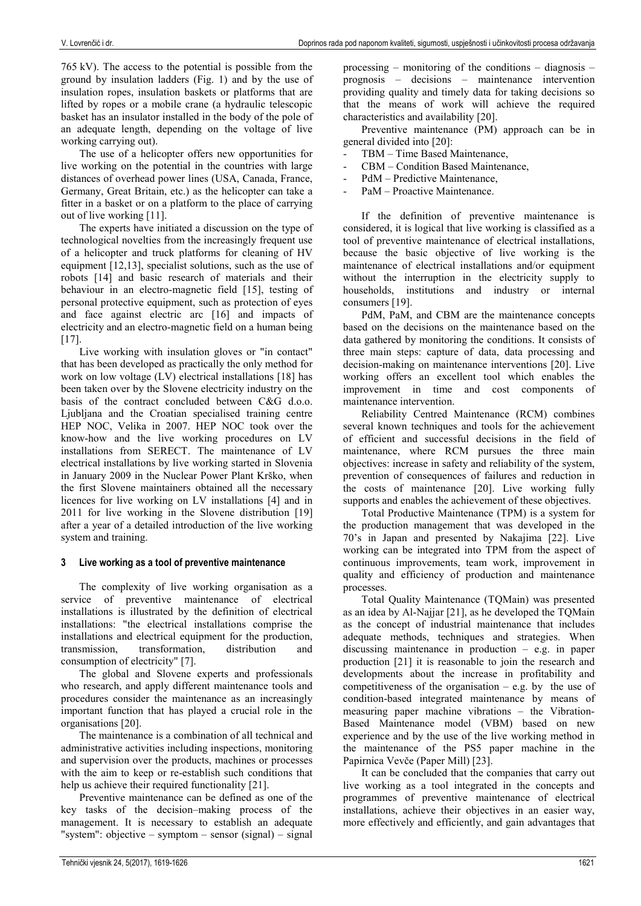765 kV). The access to the potential is possible from the ground by insulation ladders (Fig. 1) and by the use of insulation ropes, insulation baskets or platforms that are lifted by ropes or a mobile crane (a hydraulic telescopic basket has an insulator installed in the body of the pole of an adequate length, depending on the voltage of live working carrying out).

The use of a helicopter offers new opportunities for live working on the potential in the countries with large distances of overhead power lines (USA, Canada, France, Germany, Great Britain, etc.) as the helicopter can take a fitter in a basket or on a platform to the place of carrying out of live working [11].

The experts have initiated a discussion on the type of technological novelties from the increasingly frequent use of a helicopter and truck platforms for cleaning of HV equipment [12,13], specialist solutions, such as the use of robots [14] and basic research of materials and their behaviour in an electro-magnetic field [15], testing of personal protective equipment, such as protection of eyes and face against electric arc [16] and impacts of electricity and an electro-magnetic field on a human being [17].

Live working with insulation gloves or "in contact" that has been developed as practically the only method for work on low voltage (LV) electrical installations [18] has been taken over by the Slovene electricity industry on the basis of the contract concluded between C&G d.o.o. Ljubljana and the Croatian specialised training centre HEP NOC, Velika in 2007. HEP NOC took over the know-how and the live working procedures on LV installations from SERECT. The maintenance of LV electrical installations by live working started in Slovenia in January 2009 in the Nuclear Power Plant Krško, when the first Slovene maintainers obtained all the necessary licences for live working on LV installations [4] and in 2011 for live working in the Slovene distribution [19] after a year of a detailed introduction of the live working system and training.

## 3 Live working as a tool of preventive maintenance

The complexity of live working organisation as a service of preventive maintenance of electrical installations is illustrated by the definition of electrical installations: "the electrical installations comprise the installations and electrical equipment for the production, transmission, transformation, distribution and consumption of electricity" [7].

The global and Slovene experts and professionals who research, and apply different maintenance tools and procedures consider the maintenance as an increasingly important function that has played a crucial role in the organisations [20].

The maintenance is a combination of all technical and administrative activities including inspections, monitoring and supervision over the products, machines or processes with the aim to keep or re-establish such conditions that help us achieve their required functionality [21].

Preventive maintenance can be defined as one of the key tasks of the decision–making process of the management. It is necessary to establish an adequate "system": objective – symptom – sensor (signal) – signal processing – monitoring of the conditions – diagnosis – prognosis – decisions – maintenance intervention providing quality and timely data for taking decisions so that the means of work will achieve the required characteristics and availability [20].

Preventive maintenance (PM) approach can be in general divided into [20]:

- TBM – Time Based Maintenance,
- CBM – Condition Based Maintenance,
- PdM – Predictive Maintenance,
- PaM – Proactive Maintenance.

If the definition of preventive maintenance is considered, it is logical that live working is classified as a tool of preventive maintenance of electrical installations, because the basic objective of live working is the maintenance of electrical installations and/or equipment without the interruption in the electricity supply to households, institutions and industry or internal consumers [19].

PdM, PaM, and CBM are the maintenance concepts based on the decisions on the maintenance based on the data gathered by monitoring the conditions. It consists of three main steps: capture of data, data processing and decision-making on maintenance interventions [20]. Live working offers an excellent tool which enables the improvement in time and cost components of maintenance intervention.

Reliability Centred Maintenance (RCM) combines several known techniques and tools for the achievement of efficient and successful decisions in the field of maintenance, where RCM pursues the three main objectives: increase in safety and reliability of the system, prevention of consequences of failures and reduction in the costs of maintenance [20]. Live working fully supports and enables the achievement of these objectives.

Total Productive Maintenance (TPM) is a system for the production management that was developed in the 70's in Japan and presented by Nakajima [22]. Live working can be integrated into TPM from the aspect of continuous improvements, team work, improvement in quality and efficiency of production and maintenance processes.

Total Quality Maintenance (TQMain) was presented as an idea by Al-Najjar [21], as he developed the TQMain as the concept of industrial maintenance that includes adequate methods, techniques and strategies. When discussing maintenance in production – e.g. in paper production [21] it is reasonable to join the research and developments about the increase in profitability and competitiveness of the organisation – e.g. by the use of condition-based integrated maintenance by means of measuring paper machine vibrations – the Vibration-Based Maintenance model (VBM) based on new experience and by the use of the live working method in the maintenance of the PS5 paper machine in the Papirnica Vevče (Paper Mill) [23].

It can be concluded that the companies that carry out live working as a tool integrated in the concepts and programmes of preventive maintenance of electrical installations, achieve their objectives in an easier way, more effectively and efficiently, and gain advantages that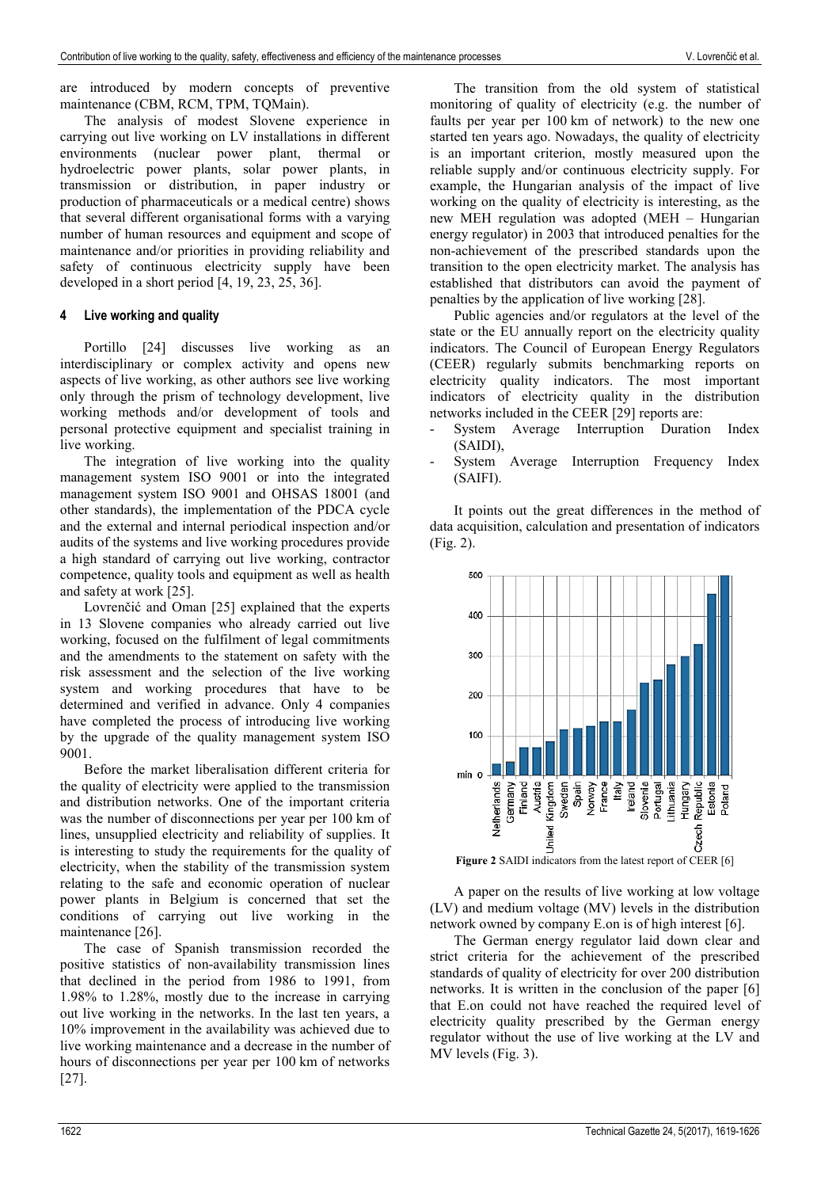are introduced by modern concepts of preventive maintenance (CBM, RCM, TPM, TQMain).

The analysis of modest Slovene experience in carrying out live working on LV installations in different environments (nuclear power plant, thermal or hydroelectric power plants, solar power plants, in transmission or distribution, in paper industry or production of pharmaceuticals or a medical centre) shows that several different organisational forms with a varying number of human resources and equipment and scope of maintenance and/or priorities in providing reliability and safety of continuous electricity supply have been developed in a short period [4, 19, 23, 25, 36].

## 4 Live working and quality

Portillo [24] discusses live working as an interdisciplinary or complex activity and opens new aspects of live working, as other authors see live working only through the prism of technology development, live working methods and/or development of tools and personal protective equipment and specialist training in live working.

The integration of live working into the quality management system ISO 9001 or into the integrated management system ISO 9001 and OHSAS 18001 (and other standards), the implementation of the PDCA cycle and the external and internal periodical inspection and/or audits of the systems and live working procedures provide a high standard of carrying out live working, contractor competence, quality tools and equipment as well as health and safety at work [25].

Lovrenčić and Oman [25] explained that the experts in 13 Slovene companies who already carried out live working, focused on the fulfilment of legal commitments and the amendments to the statement on safety with the risk assessment and the selection of the live working system and working procedures that have to be determined and verified in advance. Only 4 companies have completed the process of introducing live working by the upgrade of the quality management system ISO 9001.

Before the market liberalisation different criteria for the quality of electricity were applied to the transmission and distribution networks. One of the important criteria was the number of disconnections per year per 100 km of lines, unsupplied electricity and reliability of supplies. It is interesting to study the requirements for the quality of electricity, when the stability of the transmission system relating to the safe and economic operation of nuclear power plants in Belgium is concerned that set the conditions of carrying out live working in the maintenance [26].

The case of Spanish transmission recorded the positive statistics of non-availability transmission lines that declined in the period from 1986 to 1991, from 1.98% to 1.28%, mostly due to the increase in carrying out live working in the networks. In the last ten years, a 10% improvement in the availability was achieved due to live working maintenance and a decrease in the number of hours of disconnections per year per 100 km of networks [27].

The transition from the old system of statistical monitoring of quality of electricity (e.g. the number of faults per year per 100 km of network) to the new one started ten years ago. Nowadays, the quality of electricity is an important criterion, mostly measured upon the reliable supply and/or continuous electricity supply. For example, the Hungarian analysis of the impact of live working on the quality of electricity is interesting, as the new MEH regulation was adopted (MEH – Hungarian energy regulator) in 2003 that introduced penalties for the non-achievement of the prescribed standards upon the transition to the open electricity market. The analysis has established that distributors can avoid the payment of penalties by the application of live working [28].

Public agencies and/or regulators at the level of the state or the EU annually report on the electricity quality indicators. The Council of European Energy Regulators (CEER) regularly submits benchmarking reports on electricity quality indicators. The most important indicators of electricity quality in the distribution networks included in the CEER [29] reports are:

- System Average Interruption Duration Index (SAIDI),
- System Average Interruption Frequency Index (SAIFI).

It points out the great differences in the method of data acquisition, calculation and presentation of indicators (Fig. 2).

**Figure 2** SAIDI indicators from the latest report of CEER [6]

A paper on the results of live working at low voltage (LV) and medium voltage (MV) levels in the distribution network owned by company E.on is of high interest [6].

The German energy regulator laid down clear and strict criteria for the achievement of the prescribed standards of quality of electricity for over 200 distribution networks. It is written in the conclusion of the paper [6] that E.on could not have reached the required level of electricity quality prescribed by the German energy regulator without the use of live working at the LV and MV levels (Fig. 3).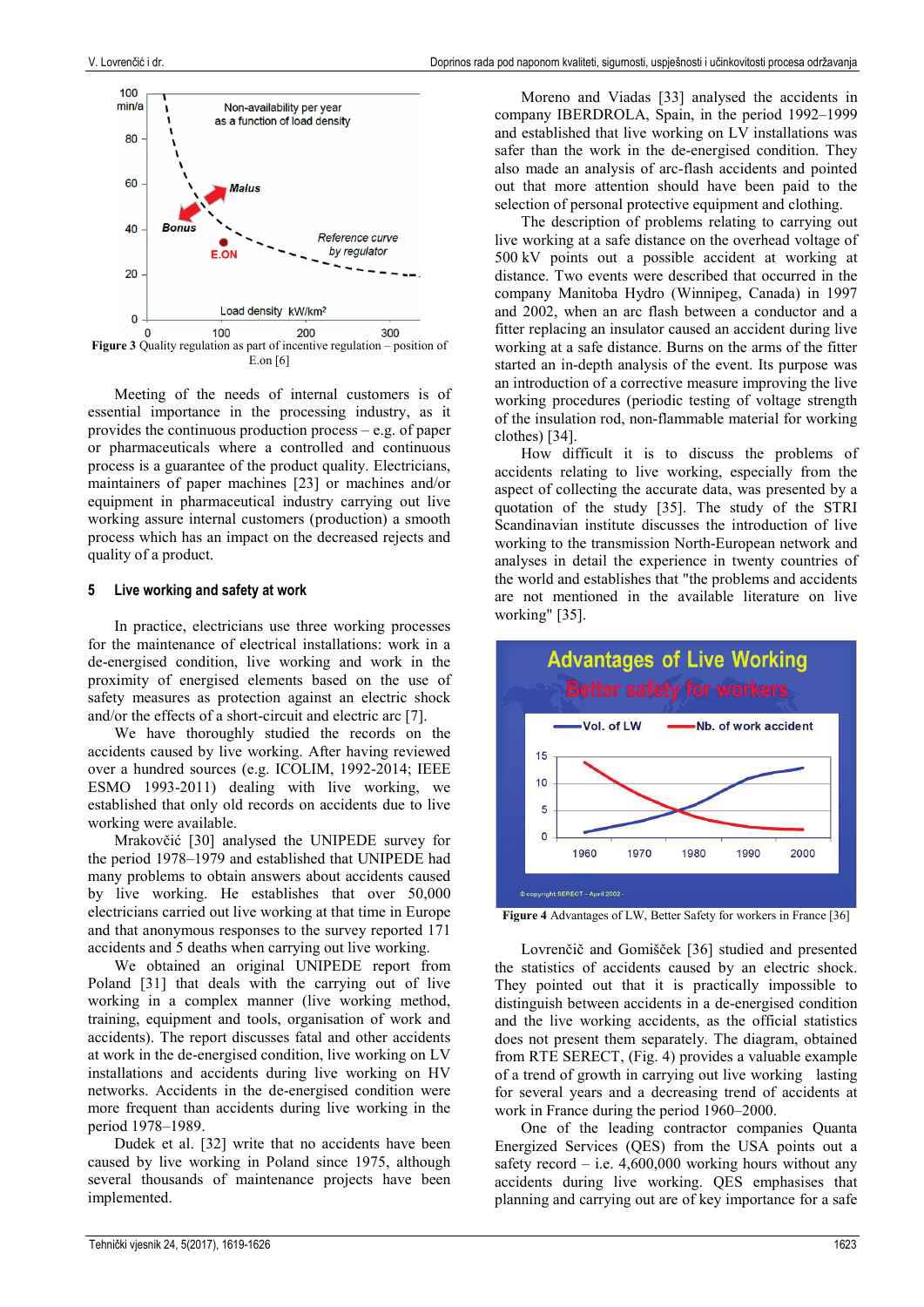Figure 3 Quality regulation as part of incentive regulation – position of E.on [6]

Meeting of the needs of internal customers is of essential importance in the processing industry, as it provides the continuous production process – e.g. of paper or pharmaceuticals where a controlled and continuous process is a guarantee of the product quality. Electricians, maintainers of paper machines [23] or machines and/or equipment in pharmaceutical industry carrying out live working assure internal customers (production) a smooth process which has an impact on the decreased rejects and quality of a product.

## 5 Live working and safety at work

In practice, electricians use three working processes for the maintenance of electrical installations: work in a de-energised condition, live working and work in the proximity of energised elements based on the use of safety measures as protection against an electric shock and/or the effects of a short-circuit and electric arc [7].

We have thoroughly studied the records on the accidents caused by live working. After having reviewed over a hundred sources (e.g. ICOLIM, 1992-2014; IEEE ESMO 1993-2011) dealing with live working, we established that only old records on accidents due to live working were available.

Mrakovčić [30] analysed the UNIPEDE survey for the period 1978–1979 and established that UNIPEDE had many problems to obtain answers about accidents caused by live working. He establishes that over 50,000 electricians carried out live working at that time in Europe and that anonymous responses to the survey reported 171 accidents and 5 deaths when carrying out live working.

We obtained an original UNIPEDE report from Poland [31] that deals with the carrying out of live working in a complex manner (live working method, training, equipment and tools, organisation of work and accidents). The report discusses fatal and other accidents at work in the de-energised condition, live working on LV installations and accidents during live working on HV networks. Accidents in the de-energised condition were more frequent than accidents during live working in the period 1978–1989.

Dudek et al. [32] write that no accidents have been caused by live working in Poland since 1975, although several thousands of maintenance projects have been implemented.

Moreno and Viadas [33] analysed the accidents in company IBERDROLA, Spain, in the period 1992–1999 and established that live working on LV installations was safer than the work in the de-energised condition. They also made an analysis of arc-flash accidents and pointed out that more attention should have been paid to the selection of personal protective equipment and clothing.

The description of problems relating to carrying out live working at a safe distance on the overhead voltage of 500 kV points out a possible accident at working at distance. Two events were described that occurred in the company Manitoba Hydro (Winnipeg, Canada) in 1997 and 2002, when an arc flash between a conductor and a fitter replacing an insulator caused an accident during live working at a safe distance. Burns on the arms of the fitter started an in-depth analysis of the event. Its purpose was an introduction of a corrective measure improving the live working procedures (periodic testing of voltage strength of the insulation rod, non-flammable material for working clothes) [34].

How difficult it is to discuss the problems of accidents relating to live working, especially from the aspect of collecting the accurate data, was presented by a quotation of the study [35]. The study of the STRI Scandinavian institute discusses the introduction of live working to the transmission North-European network and analyses in detail the experience in twenty countries of the world and establishes that "the problems and accidents are not mentioned in the available literature on live working" [35].

Figure 4 Advantages of LW, Better Safety for workers in France [36]

Lovrenčič and Gomišček [36] studied and presented the statistics of accidents caused by an electric shock. They pointed out that it is practically impossible to distinguish between accidents in a de-energised condition and the live working accidents, as the official statistics does not present them separately. The diagram, obtained from RTE SERECT, (Fig. 4) provides a valuable example of a trend of growth in carrying out live working lasting for several years and a decreasing trend of accidents at work in France during the period 1960–2000.

One of the leading contractor companies Quanta Energized Services (QES) from the USA points out a safety record – i.e. 4,600,000 working hours without any accidents during live working. QES emphasises that planning and carrying out are of key importance for a safe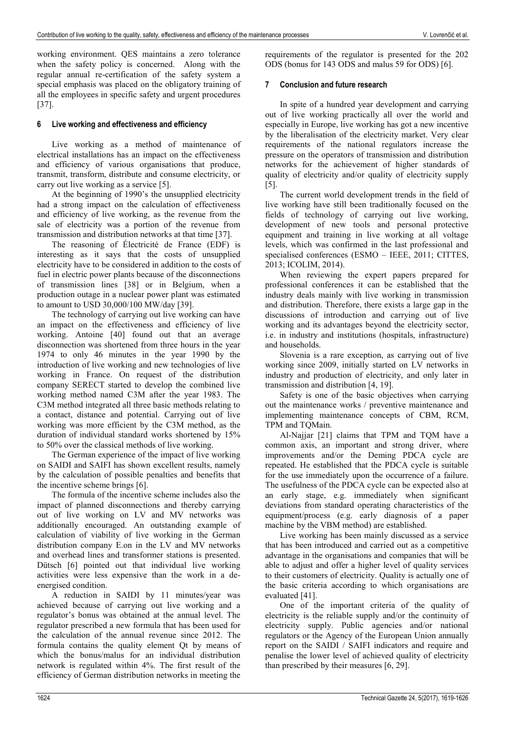working environment. QES maintains a zero tolerance when the safety policy is concerned. Along with the regular annual re-certification of the safety system a special emphasis was placed on the obligatory training of all the employees in specific safety and urgent procedures [37].

## 6 Live working and effectiveness and efficiency

Live working as a method of maintenance of electrical installations has an impact on the effectiveness and efficiency of various organisations that produce, transmit, transform, distribute and consume electricity, or carry out live working as a service [5].

At the beginning of 1990's the unsupplied electricity had a strong impact on the calculation of effectiveness and efficiency of live working, as the revenue from the sale of electricity was a portion of the revenue from transmission and distribution networks at that time [37].

The reasoning of Électricité de France (EDF) is interesting as it says that the costs of unsupplied electricity have to be considered in addition to the costs of fuel in electric power plants because of the disconnections of transmission lines [38] or in Belgium, when a production outage in a nuclear power plant was estimated to amount to USD 30,000/100 MW/day [39].

The technology of carrying out live working can have an impact on the effectiveness and efficiency of live working. Antoine [40] found out that an average disconnection was shortened from three hours in the year 1974 to only 46 minutes in the year 1990 by the introduction of live working and new technologies of live working in France. On request of the distribution company SERECT started to develop the combined live working method named C3M after the year 1983. The C3M method integrated all three basic methods relating to a contact, distance and potential. Carrying out of live working was more efficient by the C3M method, as the duration of individual standard works shortened by 15% to 50% over the classical methods of live working.

The German experience of the impact of live working on SAIDI and SAIFI has shown excellent results, namely by the calculation of possible penalties and benefits that the incentive scheme brings [6].

The formula of the incentive scheme includes also the impact of planned disconnections and thereby carrying out of live working on LV and MV networks was additionally encouraged. An outstanding example of calculation of viability of live working in the German distribution company E.on in the LV and MV networks and overhead lines and transformer stations is presented. Dütsch [6] pointed out that individual live working activities were less expensive than the work in a de-energised condition.

A reduction in SAIDI by 11 minutes/year was achieved because of carrying out live working and a regulator's bonus was obtained at the annual level. The regulator prescribed a new formula that has been used for the calculation of the annual revenue since 2012. The formula contains the quality element Qt by means of which the bonus/malus for an individual distribution network is regulated within 4%. The first result of the efficiency of German distribution networks in meeting the requirements of the regulator is presented for the 202 ODS (bonus for 143 ODS and malus 59 for ODS) [6].

## 7 Conclusion and future research

In spite of a hundred year development and carrying out of live working practically all over the world and especially in Europe, live working has got a new incentive by the liberalisation of the electricity market. Very clear requirements of the national regulators increase the pressure on the operators of transmission and distribution networks for the achievement of higher standards of quality of electricity and/or quality of electricity supply [5].

The current world development trends in the field of live working have still been traditionally focused on the fields of technology of carrying out live working, development of new tools and personal protective equipment and training in live working at all voltage levels, which was confirmed in the last professional and specialised conferences (ESMO – IEEE, 2011; CITTES, 2013; ICOLIM, 2014).

When reviewing the expert papers prepared for professional conferences it can be established that the industry deals mainly with live working in transmission and distribution. Therefore, there exists a large gap in the discussions of introduction and carrying out of live working and its advantages beyond the electricity sector, i.e. in industry and institutions (hospitals, infrastructure) and households.

Slovenia is a rare exception, as carrying out of live working since 2009, initially started on LV networks in industry and production of electricity, and only later in transmission and distribution [4, 19].

Safety is one of the basic objectives when carrying out the maintenance works / preventive maintenance and implementing maintenance concepts of CBM, RCM, TPM and TQMain.

Al-Najjar [21] claims that TPM and TQM have a common axis, an important and strong driver, where improvements and/or the Deming PDCA cycle are repeated. He established that the PDCA cycle is suitable for the use immediately upon the occurrence of a failure. The usefulness of the PDCA cycle can be expected also at an early stage, e.g. immediately when significant deviations from standard operating characteristics of the equipment/process (e.g. early diagnosis of a paper machine by the VBM method) are established.

Live working has been mainly discussed as a service that has been introduced and carried out as a competitive advantage in the organisations and companies that will be able to adjust and offer a higher level of quality services to their customers of electricity. Quality is actually one of the basic criteria according to which organisations are evaluated [41].

One of the important criteria of the quality of electricity is the reliable supply and/or the continuity of electricity supply. Public agencies and/or national regulators or the Agency of the European Union annually report on the SAIDI / SAIFI indicators and require and penalise the lower level of achieved quality of electricity than prescribed by their measures [6, 29].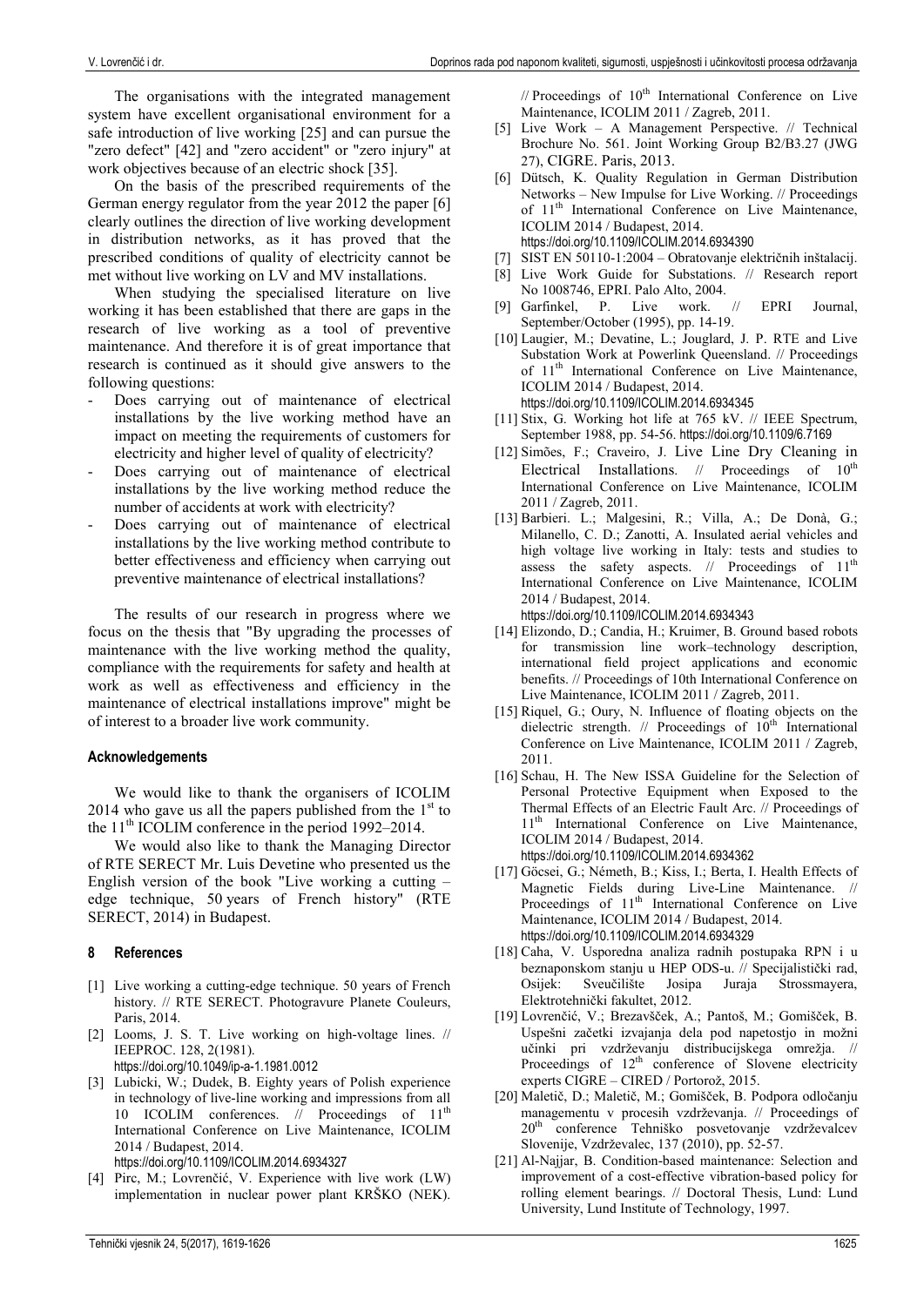The organisations with the integrated management system have excellent organisational environment for a safe introduction of live working [25] and can pursue the "zero defect" [42] and "zero accident" or "zero injury" at work objectives because of an electric shock [35].

On the basis of the prescribed requirements of the German energy regulator from the year 2012 the paper [6] clearly outlines the direction of live working development in distribution networks, as it has proved that the prescribed conditions of quality of electricity cannot be met without live working on LV and MV installations.

When studying the specialised literature on live working it has been established that there are gaps in the research of live working as a tool of preventive maintenance. And therefore it is of great importance that research is continued as it should give answers to the following questions:

- Does carrying out of maintenance of electrical installations by the live working method have an impact on meeting the requirements of customers for electricity and higher level of quality of electricity?
- Does carrying out of maintenance of electrical installations by the live working method reduce the number of accidents at work with electricity?
- Does carrying out of maintenance of electrical installations by the live working method contribute to better effectiveness and efficiency when carrying out preventive maintenance of electrical installations?

The results of our research in progress where we focus on the thesis that "By upgrading the processes of maintenance with the live working method the quality, compliance with the requirements for safety and health at work as well as effectiveness and efficiency in the maintenance of electrical installations improve" might be of interest to a broader live work community.

### Acknowledgements

We would like to thank the organisers of ICOLIM 2014 who gave us all the papers published from the 1st to the 11th ICOLIM conference in the period 1992–2014.

We would also like to thank the Managing Director of RTE SERECT Mr. Luis Devetine who presented us the English version of the book "Live working a cutting – edge technique, 50 years of French history" (RTE SERECT, 2014) in Budapest.

## 8 References

[1] Live working a cutting-edge technique. 50 years of French history. // RTE SERECT. Photogravure Planete Couleurs, Paris, 2014.

[2] Looms, J. S. T. Live working on high-voltage lines. // IEEPROC. 128, 2(1981). https://doi.org/10.1049/ip-a-1.1981.0012

[3] Lubicki, W.; Dudek, B. Eighty years of Polish experience in technology of live-line working and impressions from all 10 ICOLIM conferences. // Proceedings of 11th International Conference on Live Maintenance, ICOLIM 2014 / Budapest, 2014. https://doi.org/10.1109/ICOLIM.2014.6934327

[4] Pirc, M.; Lovrenčić, V. Experience with live work (LW) implementation in nuclear power plant KRŠKO (NEK). // Proceedings of 10th International Conference on Live Maintenance, ICOLIM 2011 / Zagreb, 2011.

[5] Live Work – A Management Perspective. // Technical Brochure No. 561. Joint Working Group B2/B3.27 (JWG 27), CIGRE. Paris, 2013.

[6] Dütsch, K. Quality Regulation in German Distribution Networks – New Impulse for Live Working. // Proceedings of 11th International Conference on Live Maintenance, ICOLIM 2014 / Budapest, 2014. https://doi.org/10.1109/ICOLIM.2014.6934390

[7] SIST EN 50110-1:2004 – Obratovanje električnih inštalacij.

[8] Live Work Guide for Substations. // Research report No 1008746, EPRI. Palo Alto, 2004.

[9] Garfinkel, P. Live work. // EPRI Journal, September/October (1995), pp. 14-19.

[10] Laugier, M.; Devatine, L.; Jouglard, J. P. RTE and Live Substation Work at Powerlink Queensland. // Proceedings of 11th International Conference on Live Maintenance, ICOLIM 2014 / Budapest, 2014. https://doi.org/10.1109/ICOLIM.2014.6934345

[11] Stix, G. Working hot life at 765 kV. // IEEE Spectrum, September 1988, pp. 54-56. https://doi.org/10.1109/6.7169

[12] Simões, F.; Craveiro, J. Live Line Dry Cleaning in Electrical Installations. // Proceedings of 10th International Conference on Live Maintenance, ICOLIM 2011 / Zagreb, 2011.

[13] Barbieri. L.; Malgesini, R.; Villa, A.; De Donà, G.; Milanello, C. D.; Zanotti, A. Insulated aerial vehicles and high voltage live working in Italy: tests and studies to assess the safety aspects. // Proceedings of 11th International Conference on Live Maintenance, ICOLIM 2014 / Budapest, 2014. https://doi.org/10.1109/ICOLIM.2014.6934343

[14] Elizondo, D.; Candia, H.; Kruimer, B. Ground based robots for transmission line work–technology description, international field project applications and economic benefits. // Proceedings of 10th International Conference on Live Maintenance, ICOLIM 2011 / Zagreb, 2011.

[15] Riquel, G.; Oury, N. Influence of floating objects on the dielectric strength. // Proceedings of 10th International Conference on Live Maintenance, ICOLIM 2011 / Zagreb, 2011.

[16] Schau, H. The New ISSA Guideline for the Selection of Personal Protective Equipment when Exposed to the Thermal Effects of an Electric Fault Arc. // Proceedings of 11th International Conference on Live Maintenance, ICOLIM 2014 / Budapest, 2014. https://doi.org/10.1109/ICOLIM.2014.6934362

[17] Göcsei, G.; Németh, B.; Kiss, I.; Berta, I. Health Effects of Magnetic Fields during Live-Line Maintenance. // Proceedings of 11th International Conference on Live Maintenance, ICOLIM 2014 / Budapest, 2014. https://doi.org/10.1109/ICOLIM.2014.6934329

[18] Caha, V. Usporedna analiza radnih postupaka RPN i u beznaponskom stanju u HEP ODS-u. // Specijalistički rad, Osijek: Sveučilište Josipa Juraja Strossmayera, Elektrotehnički fakultet, 2012.

[19] Lovrenčić, V.; Brezavšček, A.; Pantoš, M.; Gomišček, B. Uspešni začetki izvajanja dela pod napetostjo in možni učinki pri vzdrževanju distribucijskega omrežja. // Proceedings of 12th conference of Slovene electricity experts CIGRE – CIRED / Portorož, 2015.

[20] Maletič, D.; Maletič, M.; Gomišček, B. Podpora odločanju managementu v procesih vzdrževanja. // Proceedings of 20th conference Tehniško posvetovanje vzdrževalcev Slovenije, Vzdrževalec, 137 (2010), pp. 52-57.

[21] Al-Najjar, B. Condition-based maintenance: Selection and improvement of a cost-effective vibration-based policy for rolling element bearings. // Doctoral Thesis, Lund: Lund University, Lund Institute of Technology, 1997.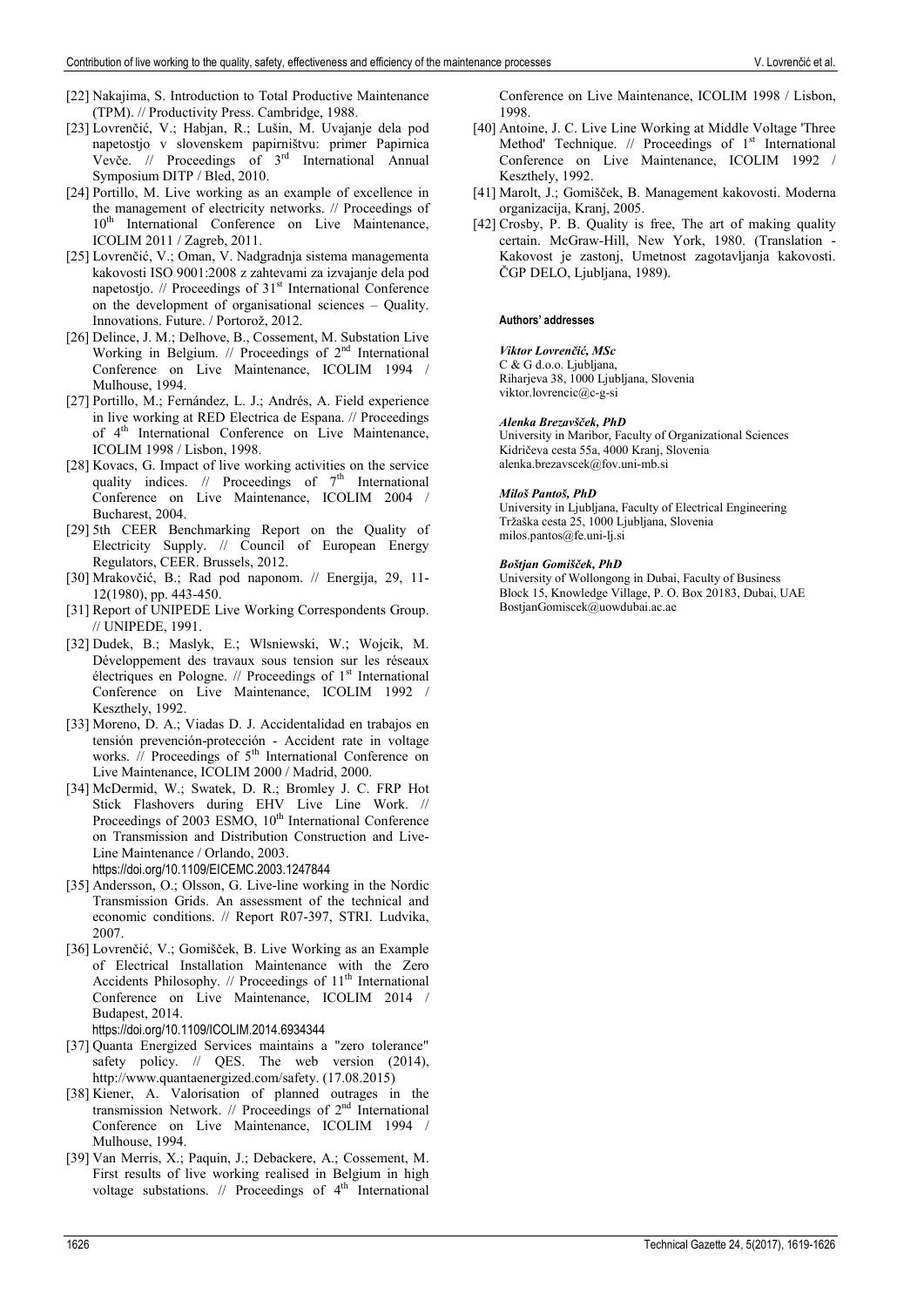[22] Nakajima, S. Introduction to Total Productive Maintenance (TPM). // Productivity Press. Cambridge, 1988.

[23] Lovrenčić, V.; Habjan, R.; Lušin, M. Uvajanje dela pod napetostjo v slovenskem papirništvu: primer Papirnica Vevče. // Proceedings of 3rd International Annual Symposium DITP / Bled, 2010.

[24] Portillo, M. Live working as an example of excellence in the management of electricity networks. // Proceedings of 10th International Conference on Live Maintenance, ICOLIM 2011 / Zagreb, 2011.

[25] Lovrenčić, V.; Oman, V. Nadgradnja sistema managementa kakovosti ISO 9001:2008 z zahtevami za izvajanje dela pod napetostjo. // Proceedings of 31st International Conference on the development of organisational sciences – Quality. Innovations. Future. / Portorož, 2012.

[26] Delince, J. M.; Delhove, B., Cossement, M. Substation Live Working in Belgium. // Proceedings of 2nd International Conference on Live Maintenance, ICOLIM 1994 / Mulhouse, 1994.

[27] Portillo, M.; Fernández, L. J.; Andrés, A. Field experience in live working at RED Electrica de Espana. // Proceedings of 4th International Conference on Live Maintenance, ICOLIM 1998 / Lisbon, 1998.

[28] Kovacs, G. Impact of live working activities on the service quality indices. // Proceedings of 7th International Conference on Live Maintenance, ICOLIM 2004 / Bucharest, 2004.

[29] 5th CEER Benchmarking Report on the Quality of Electricity Supply. // Council of European Energy Regulators, CEER. Brussels, 2012.

[30] Mrakovčić, B.; Rad pod naponom. // Energija, 29, 11-12(1980), pp. 443-450.

[31] Report of UNIPEDE Live Working Correspondents Group. // UNIPEDE, 1991.

[32] Dudek, B.; Maslyk, E.; Wlsniewski, W.; Wojcik, M. Développement des travaux sous tension sur les réseaux électriques en Pologne. // Proceedings of 1st International Conference on Live Maintenance, ICOLIM 1992 / Keszthely, 1992.

[33] Moreno, D. A.; Viadas D. J. Accidentalidad en trabajos en tensión prevención-protección - Accident rate in voltage works. // Proceedings of 5th International Conference on Live Maintenance, ICOLIM 2000 / Madrid, 2000.

[34] McDermid, W.; Swatek, D. R.; Bromley J. C. FRP Hot Stick Flashovers during EHV Live Line Work. // Proceedings of 2003 ESMO, 10th International Conference on Transmission and Distribution Construction and Live-Line Maintenance / Orlando, 2003. https://doi.org/10.1109/EICEMC.2003.1247844

[35] Andersson, O.; Olsson, G. Live-line working in the Nordic Transmission Grids. An assessment of the technical and economic conditions. // Report R07-397, STRI. Ludvika, 2007.

[36] Lovrenčić, V.; Gomišček, B. Live Working as an Example of Electrical Installation Maintenance with the Zero Accidents Philosophy. // Proceedings of 11th International Conference on Live Maintenance, ICOLIM 2014 / Budapest, 2014. https://doi.org/10.1109/ICOLIM.2014.6934344

[37] Quanta Energized Services maintains a "zero tolerance" safety policy. // QES. The web version (2014), http://www.quantaenergized.com/safety. (17.08.2015)

[38] Kiener, A. Valorisation of planned outrages in the transmission Network. // Proceedings of 2nd International Conference on Live Maintenance, ICOLIM 1994 / Mulhouse, 1994.

[39] Van Merris, X.; Paquin, J.; Debackere, A.; Cossement, M. First results of live working realised in Belgium in high voltage substations. // Proceedings of 4th International Conference on Live Maintenance, ICOLIM 1998 / Lisbon, 1998.

[40] Antoine, J. C. Live Line Working at Middle Voltage 'Three Method' Technique. // Proceedings of 1st International Conference on Live Maintenance, ICOLIM 1992 / Keszthely, 1992.

[41] Marolt, J.; Gomišček, B. Management kakovosti. Moderna organizacija, Kranj, 2005.

[42] Crosby, P. B. Quality is free, The art of making quality certain. McGraw-Hill, New York, 1980. (Translation - Kakovost je zastonj, Umetnost zagotavljanja kakovosti. ČGP DELO, Ljubljana, 1989).

#### Authors' addresses

***Viktor Lovrenčić, MSc***
C & G d.o.o. Ljubljana,
Riharjeva 38, 1000 Ljubljana, Slovenia
viktor.lovrencic@c-g-si

***Alenka Brezavšček, PhD***
University in Maribor, Faculty of Organizational Sciences
Kidričeva cesta 55a, 4000 Kranj, Slovenia
alenka.brezavscek@fov.uni-mb.si

***Miloš Pantoš, PhD***
University in Ljubljana, Faculty of Electrical Engineering
Tržaška cesta 25, 1000 Ljubljana, Slovenia
milos.pantos@fe.uni-lj.si

***Boštjan Gomišček, PhD***
University of Wollongong in Dubai, Faculty of Business
Block 15, Knowledge Village, P. O. Box 20183, Dubai, UAE
BostjanGomiscek@uowdubai.ac.ae